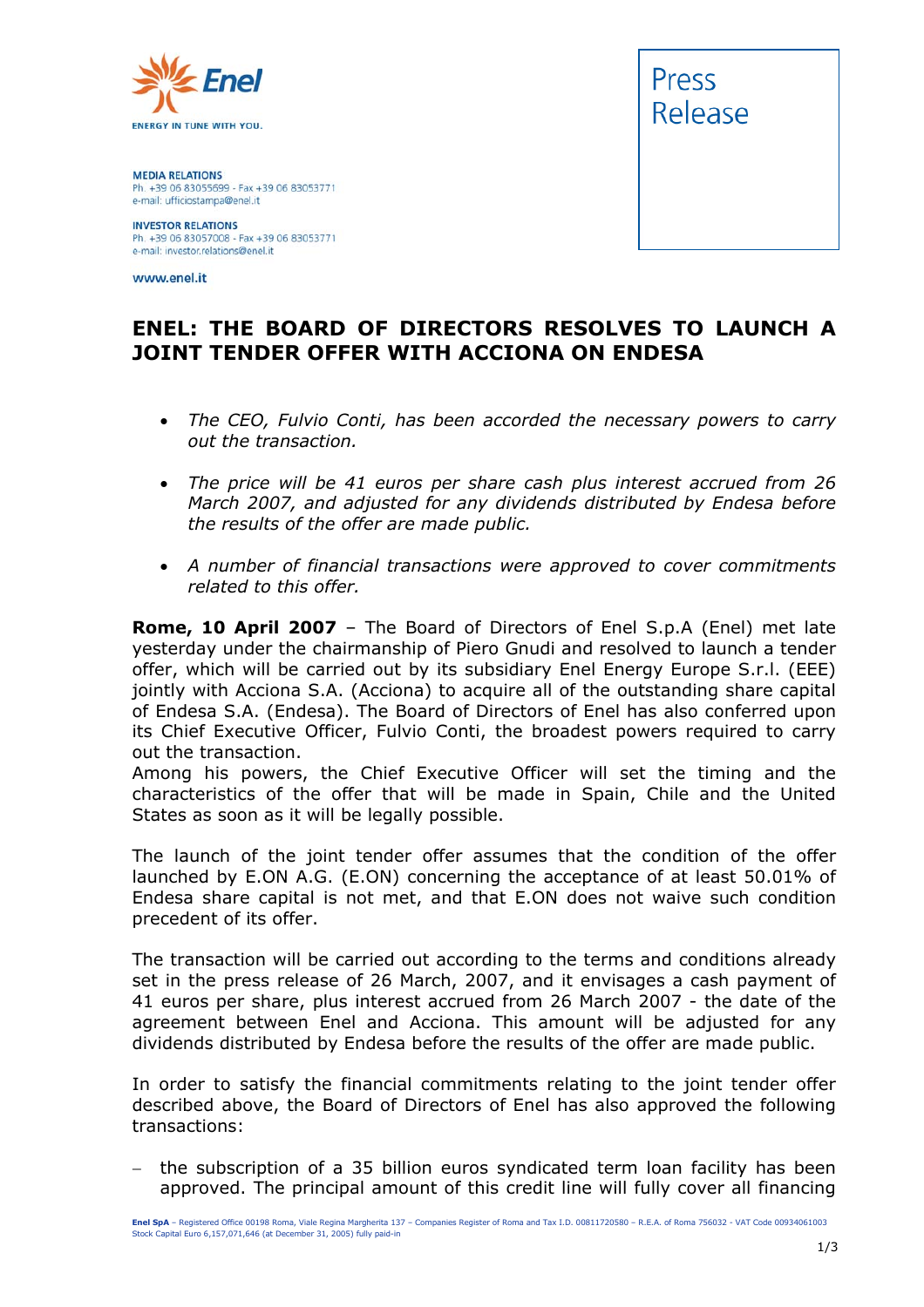ENERGY IN TUNE WITH YOU.

**MEDIA RELATIONS**
Ph. +39 06 83055699 - Fax +39 06 83053771
e-mail: ufficiostampa@enel.it

**INVESTOR RELATIONS**
Ph. +39 06 83057008 - Fax +39 06 83053771
e-mail: investor.relations@enel.it

**www.enel.it**

Press Release

# ENEL: THE BOARD OF DIRECTORS RESOLVES TO LAUNCH A JOINT TENDER OFFER WITH ACCIONA ON ENDESA

- *The CEO, Fulvio Conti, has been accorded the necessary powers to carry out the transaction.*
- *The price will be 41 euros per share cash plus interest accrued from 26 March 2007, and adjusted for any dividends distributed by Endesa before the results of the offer are made public.*
- *A number of financial transactions were approved to cover commitments related to this offer.*

**Rome, 10 April 2007** – The Board of Directors of Enel S.p.A (Enel) met late yesterday under the chairmanship of Piero Gnudi and resolved to launch a tender offer, which will be carried out by its subsidiary Enel Energy Europe S.r.l. (EEE) jointly with Acciona S.A. (Acciona) to acquire all of the outstanding share capital of Endesa S.A. (Endesa). The Board of Directors of Enel has also conferred upon its Chief Executive Officer, Fulvio Conti, the broadest powers required to carry out the transaction.
Among his powers, the Chief Executive Officer will set the timing and the characteristics of the offer that will be made in Spain, Chile and the United States as soon as it will be legally possible.

The launch of the joint tender offer assumes that the condition of the offer launched by E.ON A.G. (E.ON) concerning the acceptance of at least 50.01% of Endesa share capital is not met, and that E.ON does not waive such condition precedent of its offer.

The transaction will be carried out according to the terms and conditions already set in the press release of 26 March, 2007, and it envisages a cash payment of 41 euros per share, plus interest accrued from 26 March 2007 - the date of the agreement between Enel and Acciona. This amount will be adjusted for any dividends distributed by Endesa before the results of the offer are made public.

In order to satisfy the financial commitments relating to the joint tender offer described above, the Board of Directors of Enel has also approved the following transactions:

- the subscription of a 35 billion euros syndicated term loan facility has been approved. The principal amount of this credit line will fully cover all financing

**Enel SpA** – Registered Office 00198 Roma, Viale Regina Margherita 137 – Companies Register of Roma and Tax I.D. 00811720580 – R.E.A. of Roma 756032 - VAT Code 00934061003
Stock Capital Euro 6,157,071,646 (at December 31, 2005) fully paid-in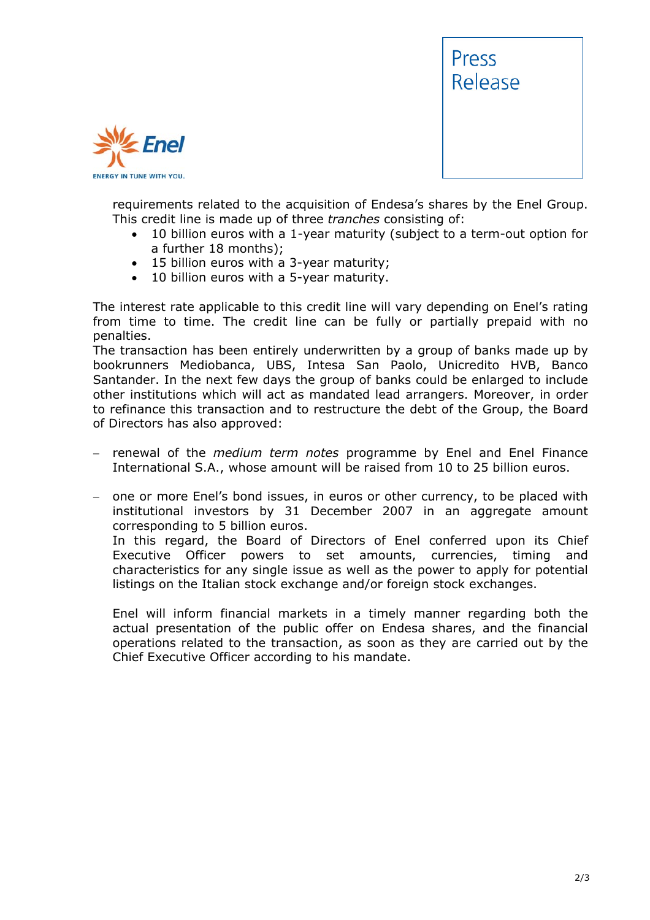requirements related to the acquisition of Endesa's shares by the Enel Group. This credit line is made up of three *tranches* consisting of:

- 10 billion euros with a 1-year maturity (subject to a term-out option for a further 18 months);
- 15 billion euros with a 3-year maturity;
- 10 billion euros with a 5-year maturity.

The interest rate applicable to this credit line will vary depending on Enel's rating from time to time. The credit line can be fully or partially prepaid with no penalties.
The transaction has been entirely underwritten by a group of banks made up by bookrunners Mediobanca, UBS, Intesa San Paolo, Unicredito HVB, Banco Santander. In the next few days the group of banks could be enlarged to include other institutions which will act as mandated lead arrangers. Moreover, in order to refinance this transaction and to restructure the debt of the Group, the Board of Directors has also approved:

- renewal of the *medium term notes* programme by Enel and Enel Finance International S.A., whose amount will be raised from 10 to 25 billion euros.

- one or more Enel's bond issues, in euros or other currency, to be placed with institutional investors by 31 December 2007 in an aggregate amount corresponding to 5 billion euros.
  In this regard, the Board of Directors of Enel conferred upon its Chief Executive Officer powers to set amounts, currencies, timing and characteristics for any single issue as well as the power to apply for potential listings on the Italian stock exchange and/or foreign stock exchanges.

  Enel will inform financial markets in a timely manner regarding both the actual presentation of the public offer on Endesa shares, and the financial operations related to the transaction, as soon as they are carried out by the Chief Executive Officer according to his mandate.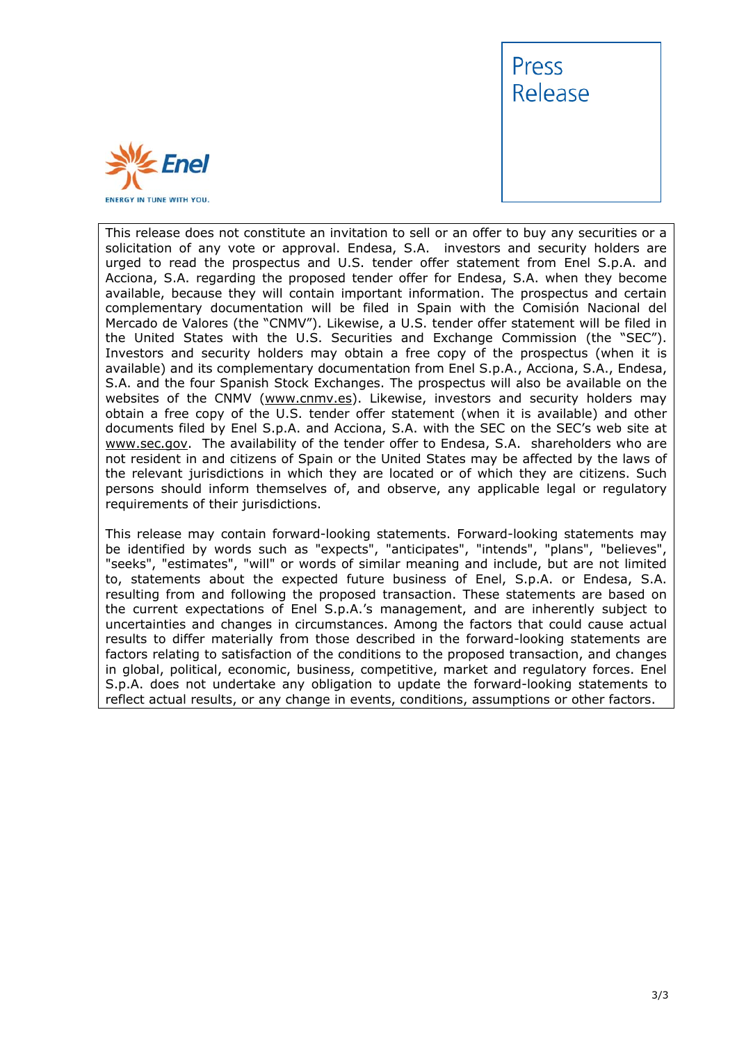Press Release

This release does not constitute an invitation to sell or an offer to buy any securities or a solicitation of any vote or approval. Endesa, S.A. investors and security holders are urged to read the prospectus and U.S. tender offer statement from Enel S.p.A. and Acciona, S.A. regarding the proposed tender offer for Endesa, S.A. when they become available, because they will contain important information. The prospectus and certain complementary documentation will be filed in Spain with the Comisión Nacional del Mercado de Valores (the "CNMV"). Likewise, a U.S. tender offer statement will be filed in the United States with the U.S. Securities and Exchange Commission (the "SEC"). Investors and security holders may obtain a free copy of the prospectus (when it is available) and its complementary documentation from Enel S.p.A., Acciona, S.A., Endesa, S.A. and the four Spanish Stock Exchanges. The prospectus will also be available on the websites of the CNMV (www.cnmv.es). Likewise, investors and security holders may obtain a free copy of the U.S. tender offer statement (when it is available) and other documents filed by Enel S.p.A. and Acciona, S.A. with the SEC on the SEC's web site at www.sec.gov. The availability of the tender offer to Endesa, S.A. shareholders who are not resident in and citizens of Spain or the United States may be affected by the laws of the relevant jurisdictions in which they are located or of which they are citizens. Such persons should inform themselves of, and observe, any applicable legal or regulatory requirements of their jurisdictions.

This release may contain forward-looking statements. Forward-looking statements may be identified by words such as "expects", "anticipates", "intends", "plans", "believes", "seeks", "estimates", "will" or words of similar meaning and include, but are not limited to, statements about the expected future business of Enel, S.p.A. or Endesa, S.A. resulting from and following the proposed transaction. These statements are based on the current expectations of Enel S.p.A.'s management, and are inherently subject to uncertainties and changes in circumstances. Among the factors that could cause actual results to differ materially from those described in the forward-looking statements are factors relating to satisfaction of the conditions to the proposed transaction, and changes in global, political, economic, business, competitive, market and regulatory forces. Enel S.p.A. does not undertake any obligation to update the forward-looking statements to reflect actual results, or any change in events, conditions, assumptions or other factors.